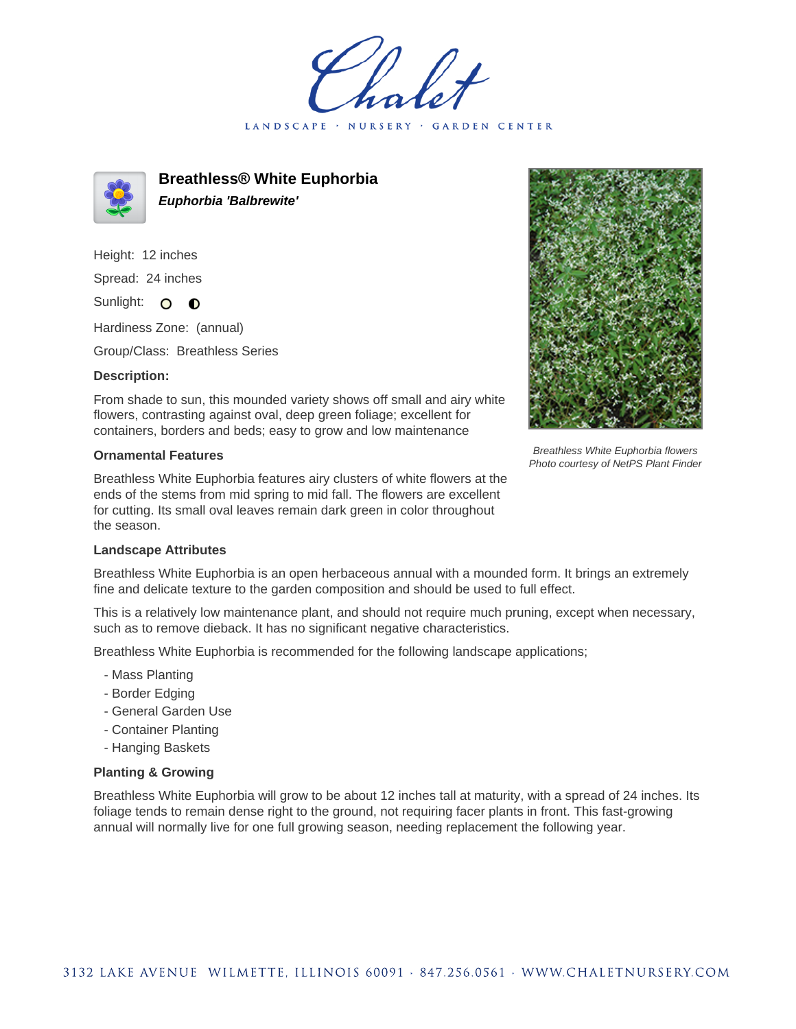Chalet

LANDSCAPE · NURSERY · GARDEN CENTER

# Breathless® White Euphorbia

***Euphorbia 'Balbrewite'***

Height: 12 inches

Spread: 24 inches

Sunlight: ○ ◐

Hardiness Zone: (annual)

Group/Class: Breathless Series

**Description:**

From shade to sun, this mounded variety shows off small and airy white flowers, contrasting against oval, deep green foliage; excellent for containers, borders and beds; easy to grow and low maintenance

*Breathless White Euphorbia flowers*
*Photo courtesy of NetPS Plant Finder*

## Ornamental Features

Breathless White Euphorbia features airy clusters of white flowers at the ends of the stems from mid spring to mid fall. The flowers are excellent for cutting. Its small oval leaves remain dark green in color throughout the season.

## Landscape Attributes

Breathless White Euphorbia is an open herbaceous annual with a mounded form. It brings an extremely fine and delicate texture to the garden composition and should be used to full effect.

This is a relatively low maintenance plant, and should not require much pruning, except when necessary, such as to remove dieback. It has no significant negative characteristics.

Breathless White Euphorbia is recommended for the following landscape applications;

- Mass Planting
- Border Edging
- General Garden Use
- Container Planting
- Hanging Baskets

## Planting & Growing

Breathless White Euphorbia will grow to be about 12 inches tall at maturity, with a spread of 24 inches. Its foliage tends to remain dense right to the ground, not requiring facer plants in front. This fast-growing annual will normally live for one full growing season, needing replacement the following year.

3132 LAKE AVENUE WILMETTE, ILLINOIS 60091 · 847.256.0561 · WWW.CHALETNURSERY.COM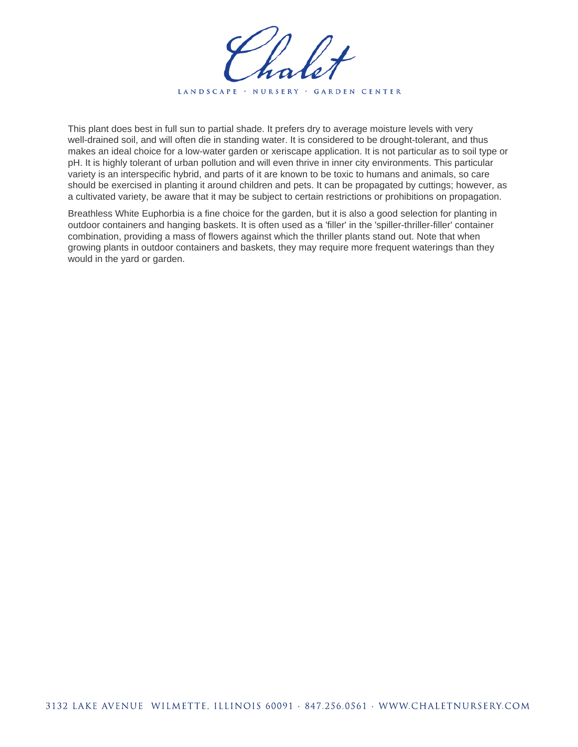This plant does best in full sun to partial shade. It prefers dry to average moisture levels with very well-drained soil, and will often die in standing water. It is considered to be drought-tolerant, and thus makes an ideal choice for a low-water garden or xeriscape application. It is not particular as to soil type or pH. It is highly tolerant of urban pollution and will even thrive in inner city environments. This particular variety is an interspecific hybrid, and parts of it are known to be toxic to humans and animals, so care should be exercised in planting it around children and pets. It can be propagated by cuttings; however, as a cultivated variety, be aware that it may be subject to certain restrictions or prohibitions on propagation.

Breathless White Euphorbia is a fine choice for the garden, but it is also a good selection for planting in outdoor containers and hanging baskets. It is often used as a 'filler' in the 'spiller-thriller-filler' container combination, providing a mass of flowers against which the thriller plants stand out. Note that when growing plants in outdoor containers and baskets, they may require more frequent waterings than they would in the yard or garden.